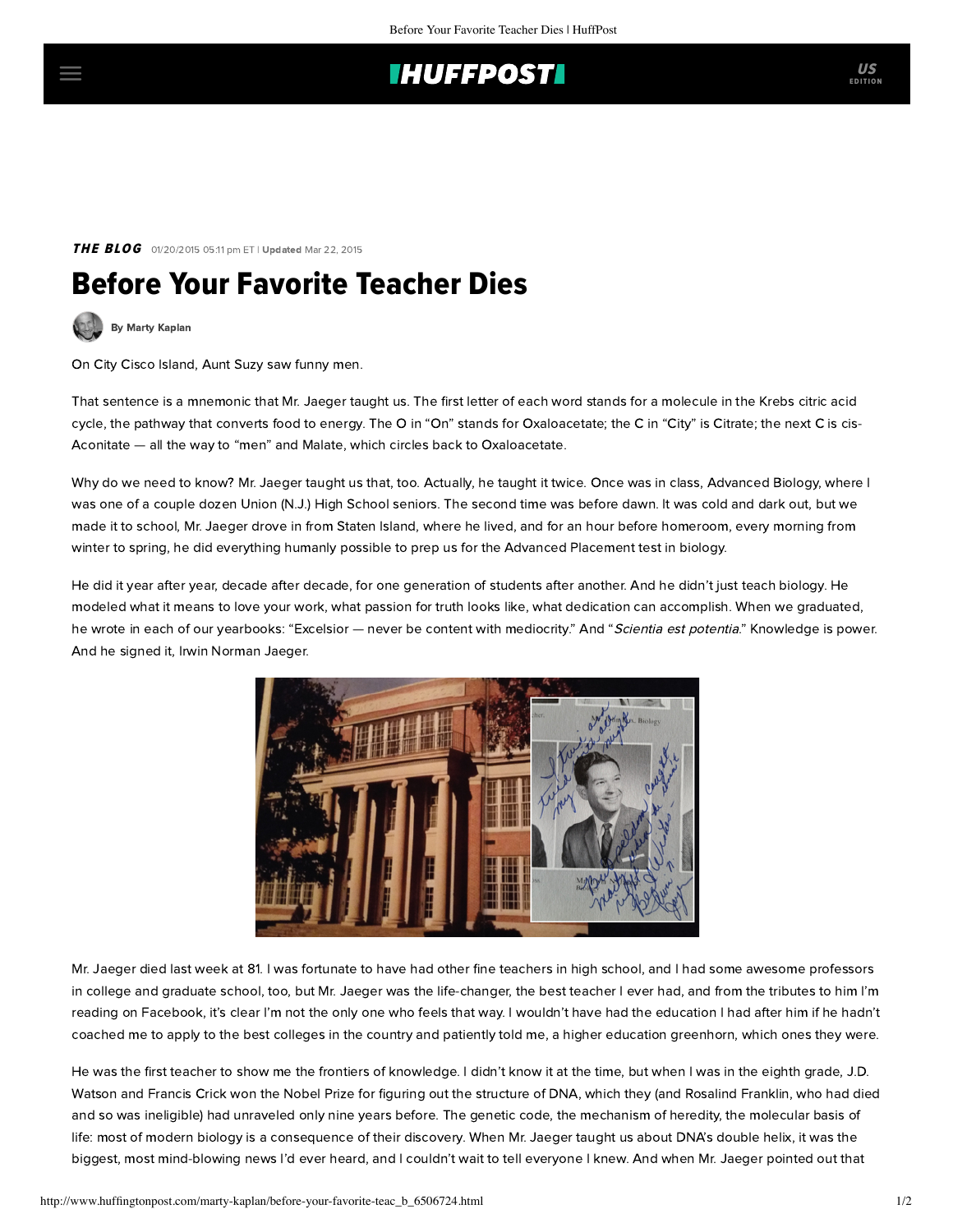THE BLOG 01/20/2015 05:11 pm ET | Updated Mar 22, 2015

# Before Your Favorite Teacher Dies

By Marty Kaplan

On City Cisco Island, Aunt Suzy saw funny men.

That sentence is a mnemonic that Mr. Jaeger taught us. The first letter of each word stands for a molecule in the Krebs citric acid cycle, the pathway that converts food to energy. The O in "On" stands for Oxaloacetate; the C in "City" is Citrate; the next C is cis-Aconitate — all the way to "men" and Malate, which circles back to Oxaloacetate.

Why do we need to know? Mr. Jaeger taught us that, too. Actually, he taught it twice. Once was in class, Advanced Biology, where I was one of a couple dozen Union (N.J.) High School seniors. The second time was before dawn. It was cold and dark out, but we made it to school, Mr. Jaeger drove in from Staten Island, where he lived, and for an hour before homeroom, every morning from winter to spring, he did everything humanly possible to prep us for the Advanced Placement test in biology.

He did it year after year, decade after decade, for one generation of students after another. And he didn't just teach biology. He modeled what it means to love your work, what passion for truth looks like, what dedication can accomplish. When we graduated, he wrote in each of our yearbooks: "Excelsior — never be content with mediocrity." And "*Scientia est potentia*." Knowledge is power. And he signed it, Irwin Norman Jaeger.

Mr. Jaeger died last week at 81. I was fortunate to have had other fine teachers in high school, and I had some awesome professors in college and graduate school, too, but Mr. Jaeger was the life-changer, the best teacher I ever had, and from the tributes to him I'm reading on Facebook, it's clear I'm not the only one who feels that way. I wouldn't have had the education I had after him if he hadn't coached me to apply to the best colleges in the country and patiently told me, a higher education greenhorn, which ones they were.

He was the first teacher to show me the frontiers of knowledge. I didn't know it at the time, but when I was in the eighth grade, J.D. Watson and Francis Crick won the Nobel Prize for figuring out the structure of DNA, which they (and Rosalind Franklin, who had died and so was ineligible) had unraveled only nine years before. The genetic code, the mechanism of heredity, the molecular basis of life: most of modern biology is a consequence of their discovery. When Mr. Jaeger taught us about DNA's double helix, it was the biggest, most mind-blowing news I'd ever heard, and I couldn't wait to tell everyone I knew. And when Mr. Jaeger pointed out that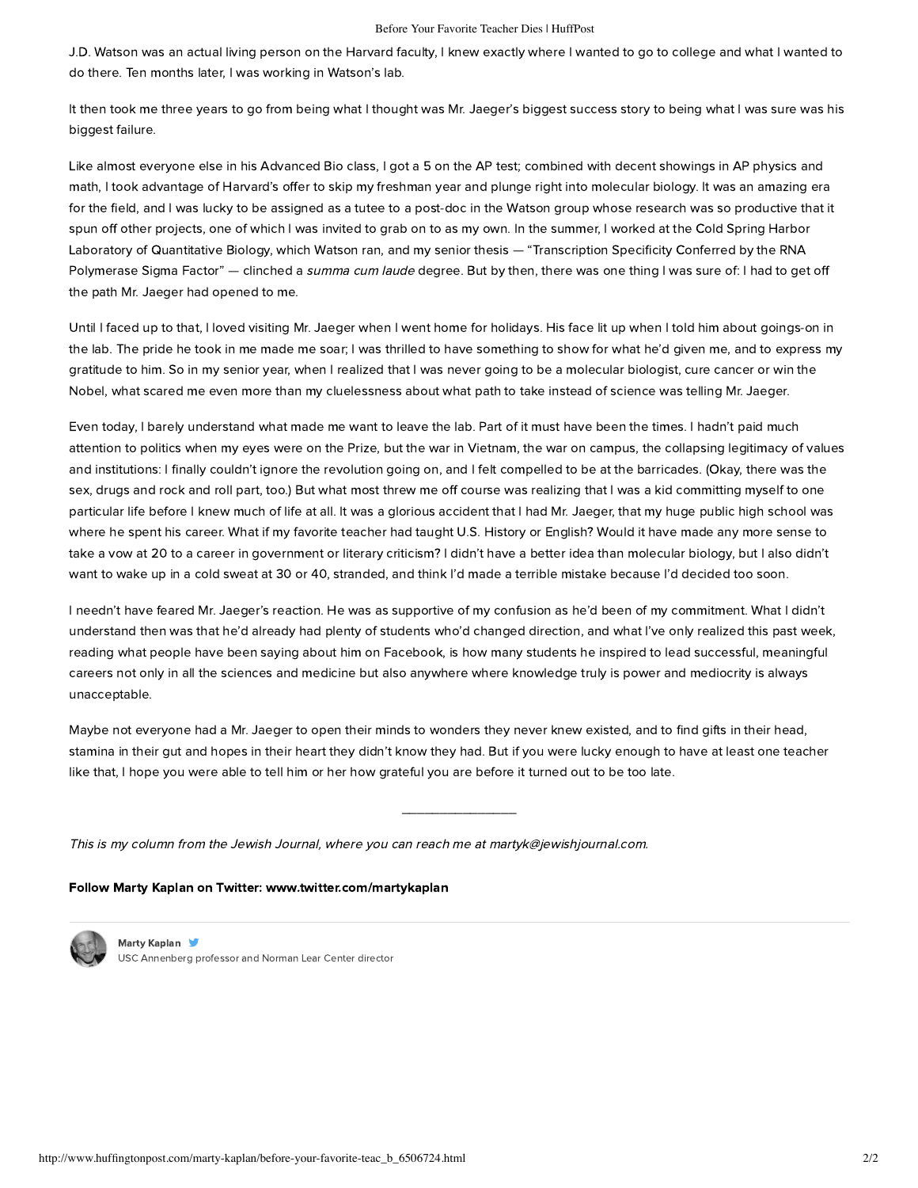J.D. Watson was an actual living person on the Harvard faculty, I knew exactly where I wanted to go to college and what I wanted to do there. Ten months later, I was working in Watson's lab.

It then took me three years to go from being what I thought was Mr. Jaeger's biggest success story to being what I was sure was his biggest failure.

Like almost everyone else in his Advanced Bio class, I got a 5 on the AP test; combined with decent showings in AP physics and math, I took advantage of Harvard's offer to skip my freshman year and plunge right into molecular biology. It was an amazing era for the field, and I was lucky to be assigned as a tutee to a post-doc in the Watson group whose research was so productive that it spun off other projects, one of which I was invited to grab on to as my own. In the summer, I worked at the Cold Spring Harbor Laboratory of Quantitative Biology, which Watson ran, and my senior thesis — "Transcription Specificity Conferred by the RNA Polymerase Sigma Factor" — clinched a *summa cum laude* degree. But by then, there was one thing I was sure of: I had to get off the path Mr. Jaeger had opened to me.

Until I faced up to that, I loved visiting Mr. Jaeger when I went home for holidays. His face lit up when I told him about goings-on in the lab. The pride he took in me made me soar; I was thrilled to have something to show for what he'd given me, and to express my gratitude to him. So in my senior year, when I realized that I was never going to be a molecular biologist, cure cancer or win the Nobel, what scared me even more than my cluelessness about what path to take instead of science was telling Mr. Jaeger.

Even today, I barely understand what made me want to leave the lab. Part of it must have been the times. I hadn't paid much attention to politics when my eyes were on the Prize, but the war in Vietnam, the war on campus, the collapsing legitimacy of values and institutions: I finally couldn't ignore the revolution going on, and I felt compelled to be at the barricades. (Okay, there was the sex, drugs and rock and roll part, too.) But what most threw me off course was realizing that I was a kid committing myself to one particular life before I knew much of life at all. It was a glorious accident that I had Mr. Jaeger, that my huge public high school was where he spent his career. What if my favorite teacher had taught U.S. History or English? Would it have made any more sense to take a vow at 20 to a career in government or literary criticism? I didn't have a better idea than molecular biology, but I also didn't want to wake up in a cold sweat at 30 or 40, stranded, and think I'd made a terrible mistake because I'd decided too soon.

I needn't have feared Mr. Jaeger's reaction. He was as supportive of my confusion as he'd been of my commitment. What I didn't understand then was that he'd already had plenty of students who'd changed direction, and what I've only realized this past week, reading what people have been saying about him on Facebook, is how many students he inspired to lead successful, meaningful careers not only in all the sciences and medicine but also anywhere where knowledge truly is power and mediocrity is always unacceptable.

Maybe not everyone had a Mr. Jaeger to open their minds to wonders they never knew existed, and to find gifts in their head, stamina in their gut and hopes in their heart they didn't know they had. But if you were lucky enough to have at least one teacher like that, I hope you were able to tell him or her how grateful you are before it turned out to be too late.

---

*This is my column from the Jewish Journal, where you can reach me at martyk@jewishjournal.com.*

**Follow Marty Kaplan on Twitter: www.twitter.com/martykaplan**

**Marty Kaplan**
USC Annenberg professor and Norman Lear Center director